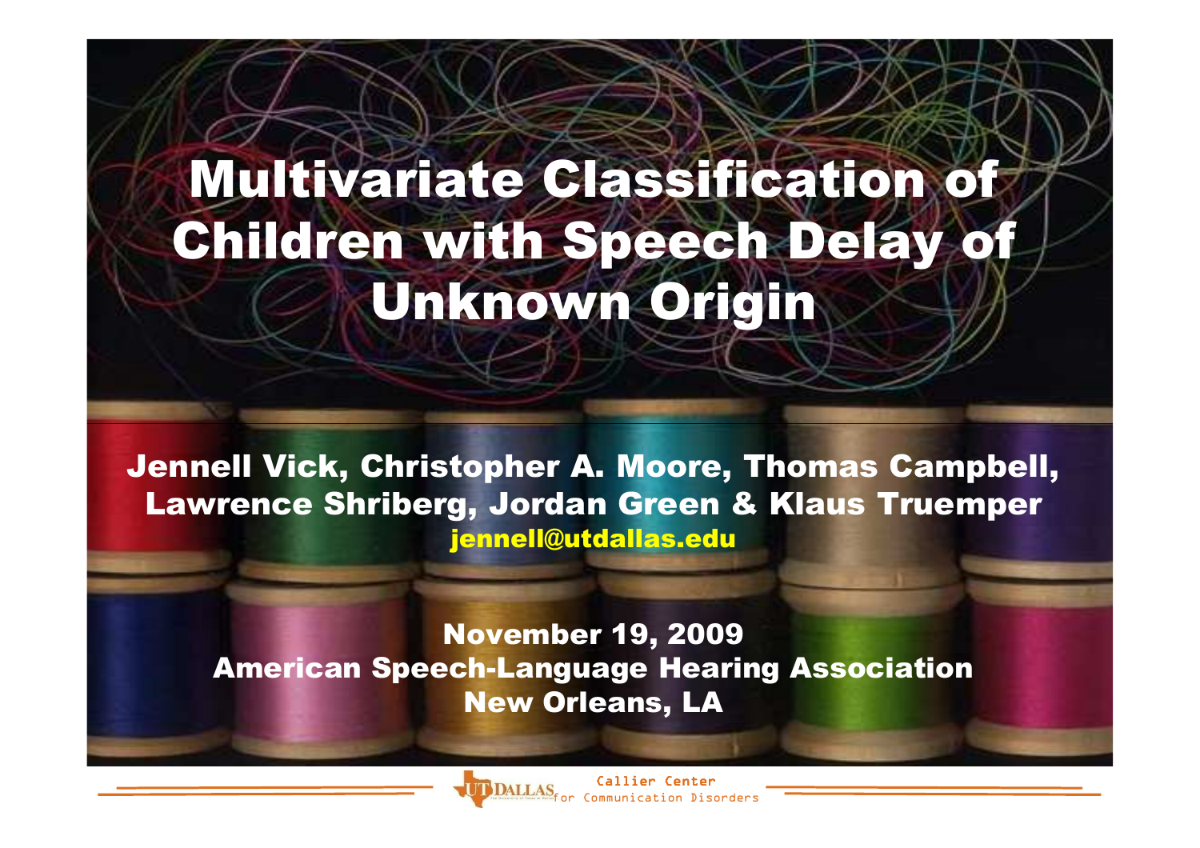# Multivariate Classification of Children with Speech Delay of Unknown Origin

**Jennell Vick, Christopher A. Moore, Thomas Campbell, Lawrence Shriberg, Jordan Green & Klaus Truemper**

jennell@utdallas.edu

**November 19, 2009**

**American Speech-Language Hearing Association**

**New Orleans, LA**

UT DALLAS Callier Center for Communication Disorders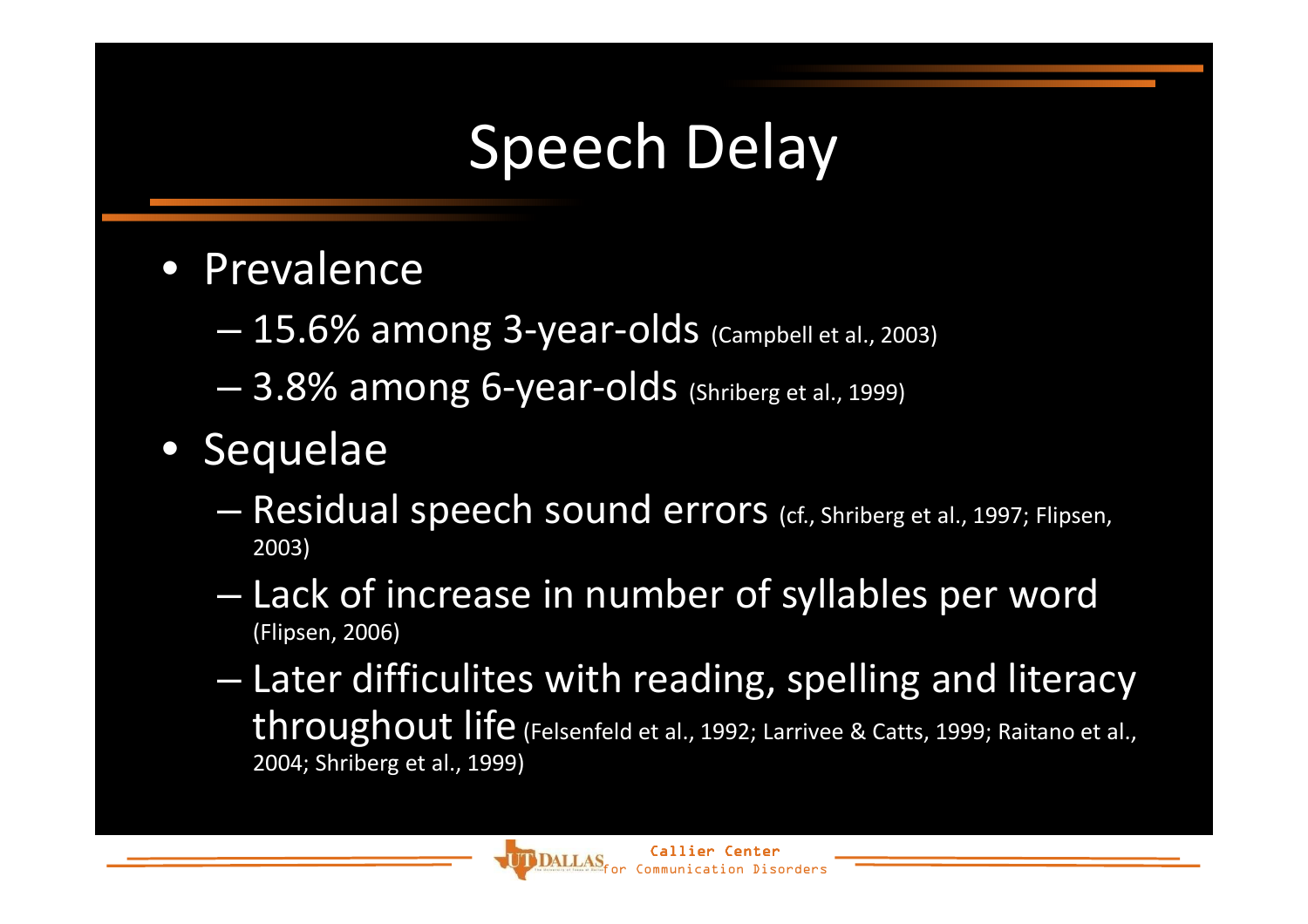# Speech Delay

- Prevalence
  - 15.6% among 3-year-olds (Campbell et al., 2003)
  - 3.8% among 6-year-olds (Shriberg et al., 1999)
- Sequelae
  - Residual speech sound errors (cf., Shriberg et al., 1997; Flipsen, 2003)
  - Lack of increase in number of syllables per word (Flipsen, 2006)
  - Later difficulites with reading, spelling and literacy throughout life (Felsenfeld et al., 1992; Larrivee & Catts, 1999; Raitano et al., 2004; Shriberg et al., 1999)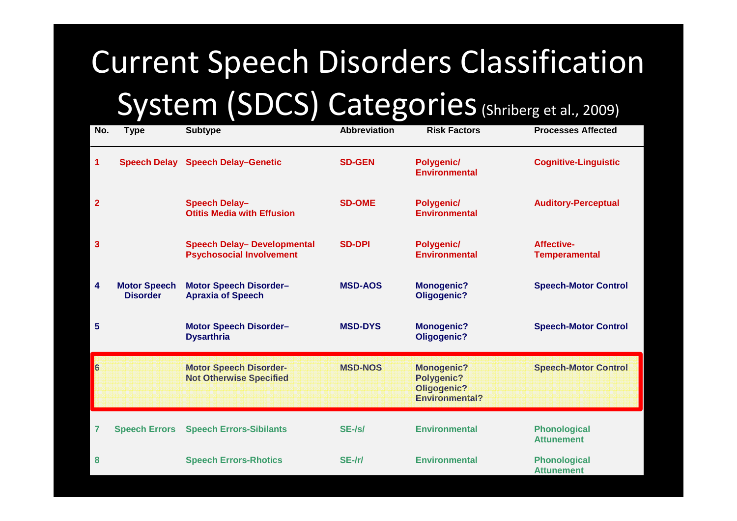# Current Speech Disorders Classification System (SDCS) Categories (Shriberg et al., 2009)

| No. | Type | Subtype | Abbreviation | Risk Factors | Processes Affected |
|---|---|---|---|---|---|
| 1 | Speech Delay | Speech Delay–Genetic | SD-GEN | Polygenic/ Environmental | Cognitive-Linguistic |
| 2 | | Speech Delay– Otitis Media with Effusion | SD-OME | Polygenic/ Environmental | Auditory-Perceptual |
| 3 | | Speech Delay– Developmental Psychosocial Involvement | SD-DPI | Polygenic/ Environmental | Affective-Temperamental |
| 4 | Motor Speech Disorder | Motor Speech Disorder– Apraxia of Speech | MSD-AOS | Monogenic? Oligogenic? | Speech-Motor Control |
| 5 | | Motor Speech Disorder– Dysarthria | MSD-DYS | Monogenic? Oligogenic? | Speech-Motor Control |
| 6 | | Motor Speech Disorder- Not Otherwise Specified | MSD-NOS | Monogenic? Polygenic? Oligogenic? Environmental? | Speech-Motor Control |
| 7 | Speech Errors | Speech Errors-Sibilants | SE-/s/ | Environmental | Phonological Attunement |
| 8 | | Speech Errors-Rhotics | SE-/r/ | Environmental | Phonological Attunement |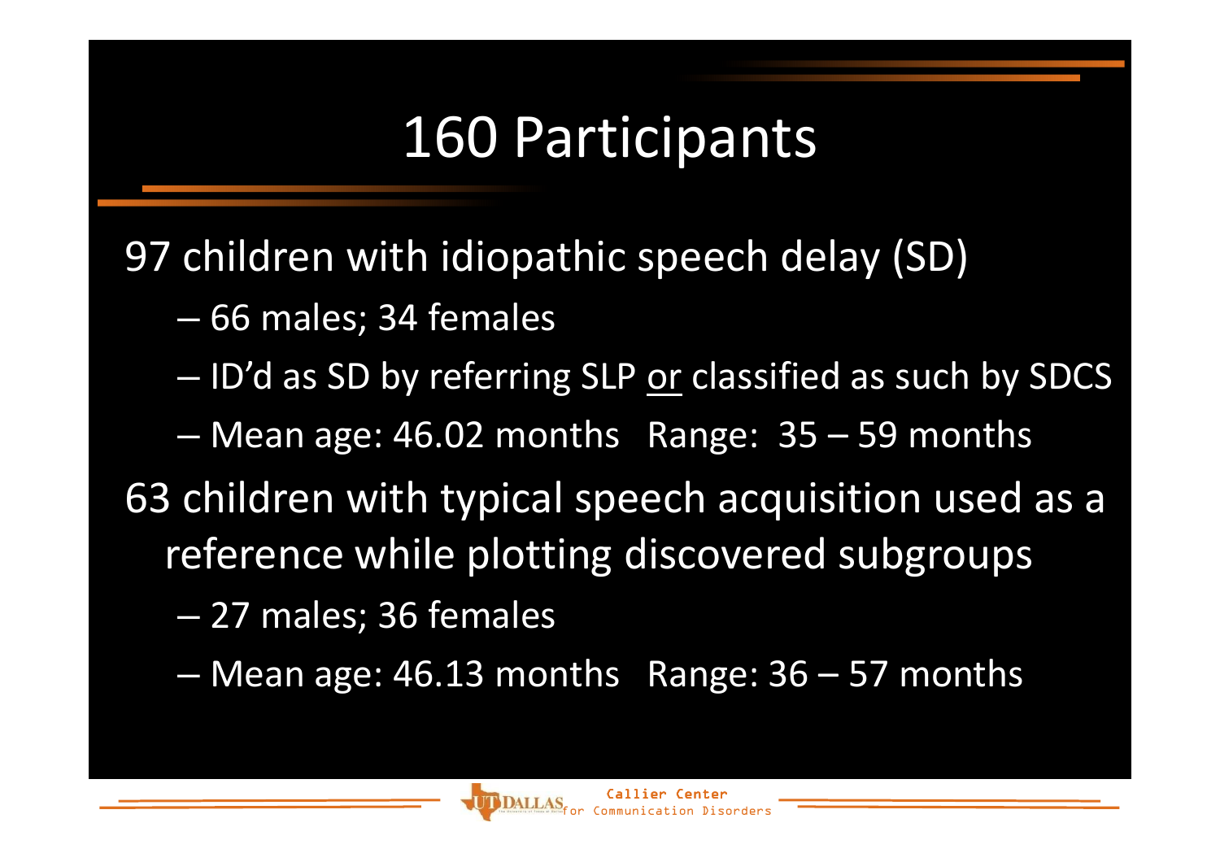# 160 Participants

97 children with idiopathic speech delay (SD)

- 66 males; 34 females
- ID'd as SD by referring SLP <u>or</u> classified as such by SDCS
- Mean age: 46.02 months   Range: 35 – 59 months

63 children with typical speech acquisition used as a reference while plotting discovered subgroups

- 27 males; 36 females
- Mean age: 46.13 months   Range: 36 – 57 months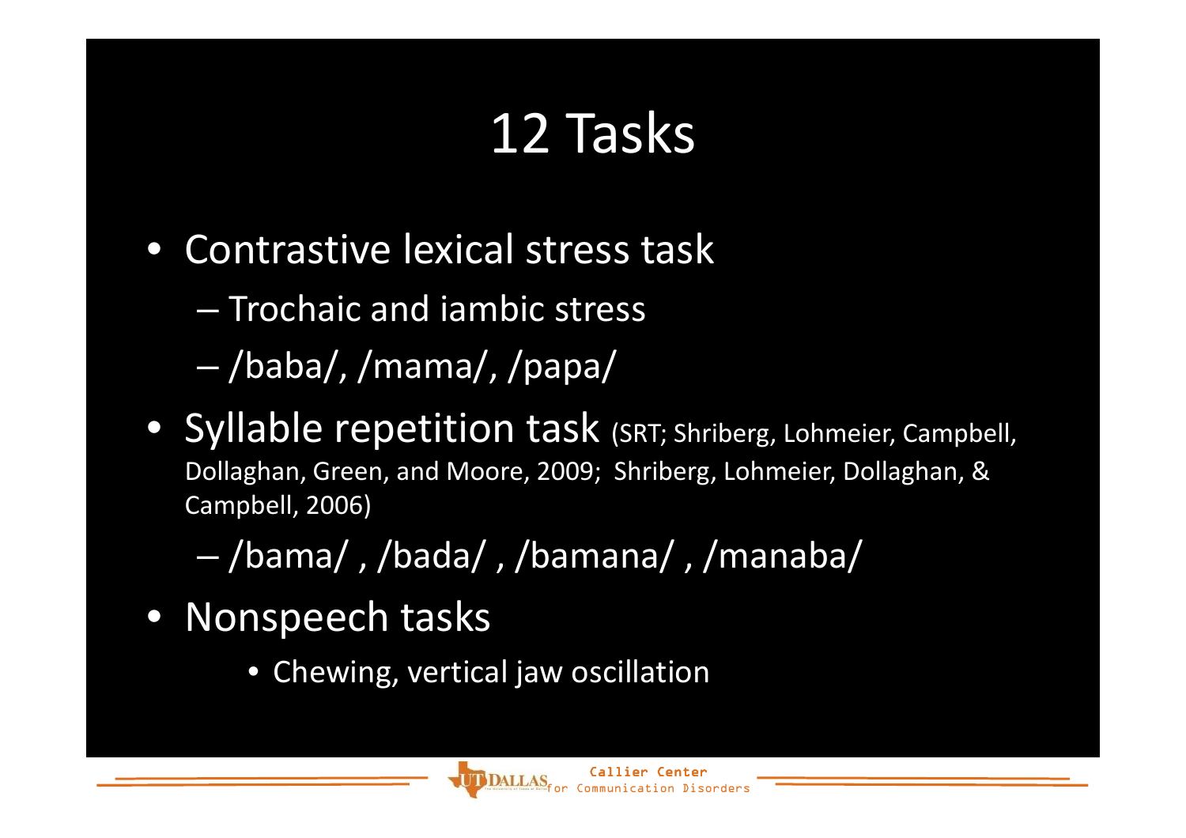# 12 Tasks

- Contrastive lexical stress task
  - Trochaic and iambic stress
  - /baba/, /mama/, /papa/
- Syllable repetition task (SRT; Shriberg, Lohmeier, Campbell, Dollaghan, Green, and Moore, 2009; Shriberg, Lohmeier, Dollaghan, & Campbell, 2006)
  - /bama/ , /bada/ , /bamana/ , /manaba/
- Nonspeech tasks
  - Chewing, vertical jaw oscillation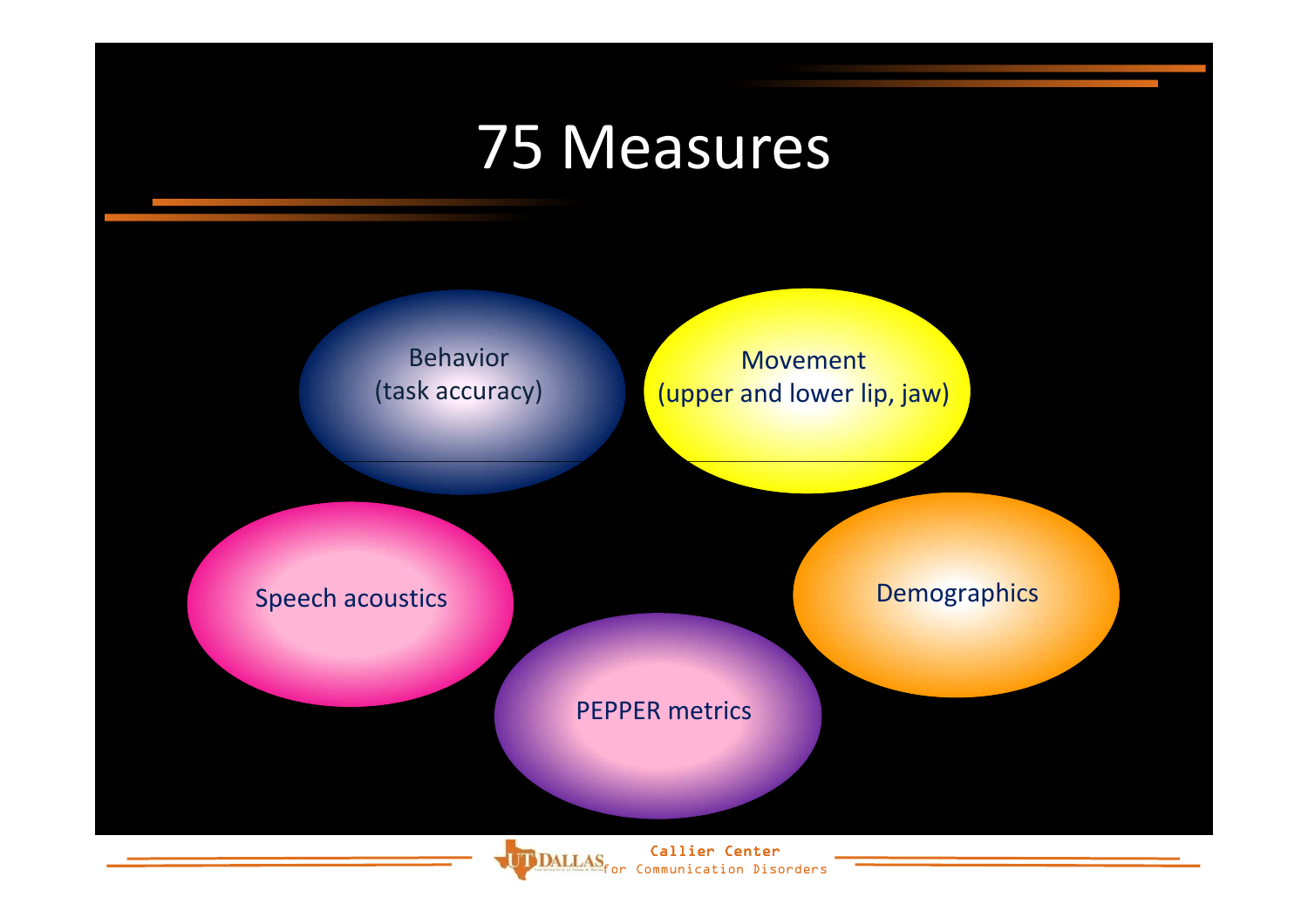# 75 Measures

- Behavior (task accuracy)
- Movement (upper and lower lip, jaw)
- Speech acoustics
- Demographics
- PEPPER metrics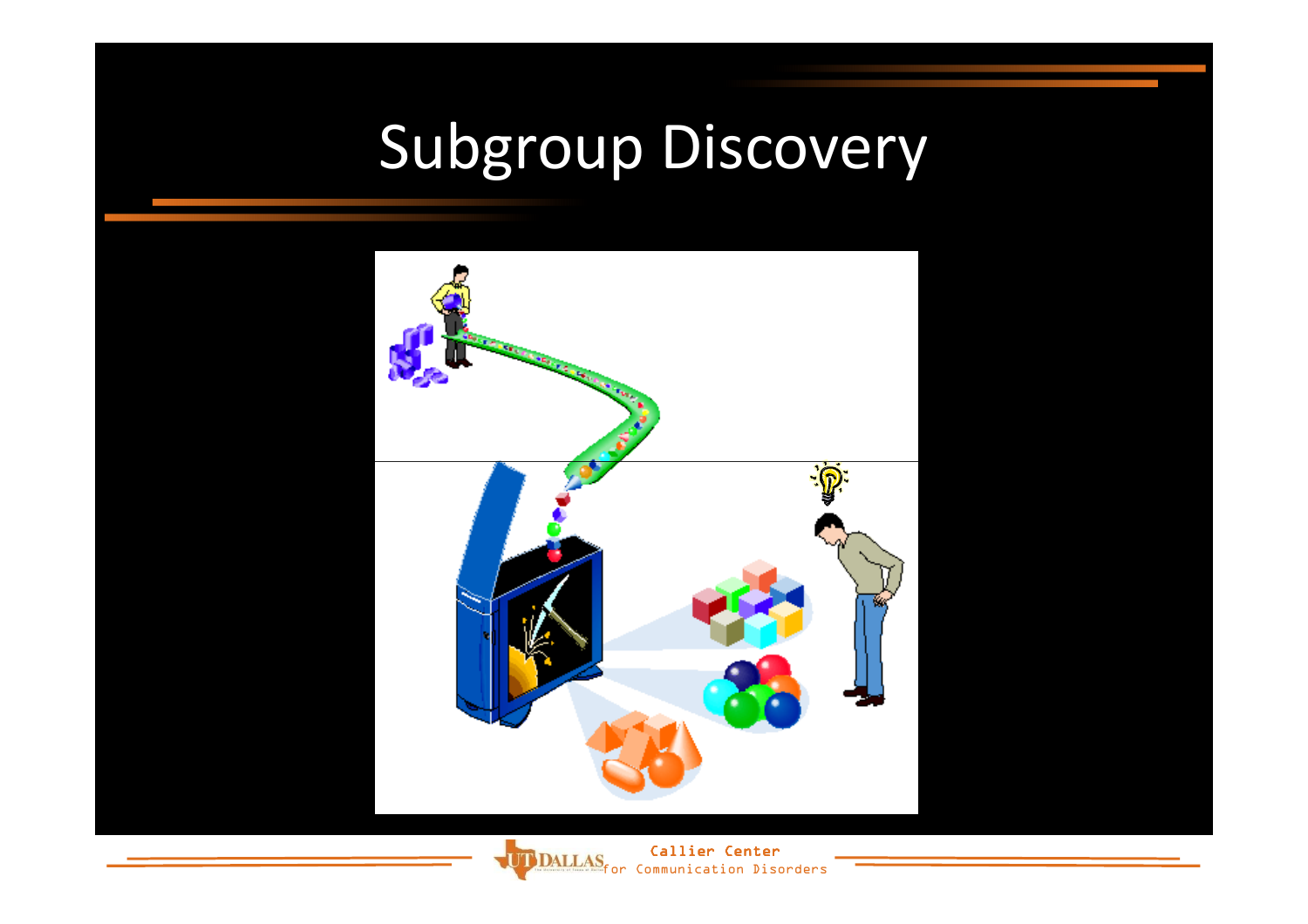# Subgroup Discovery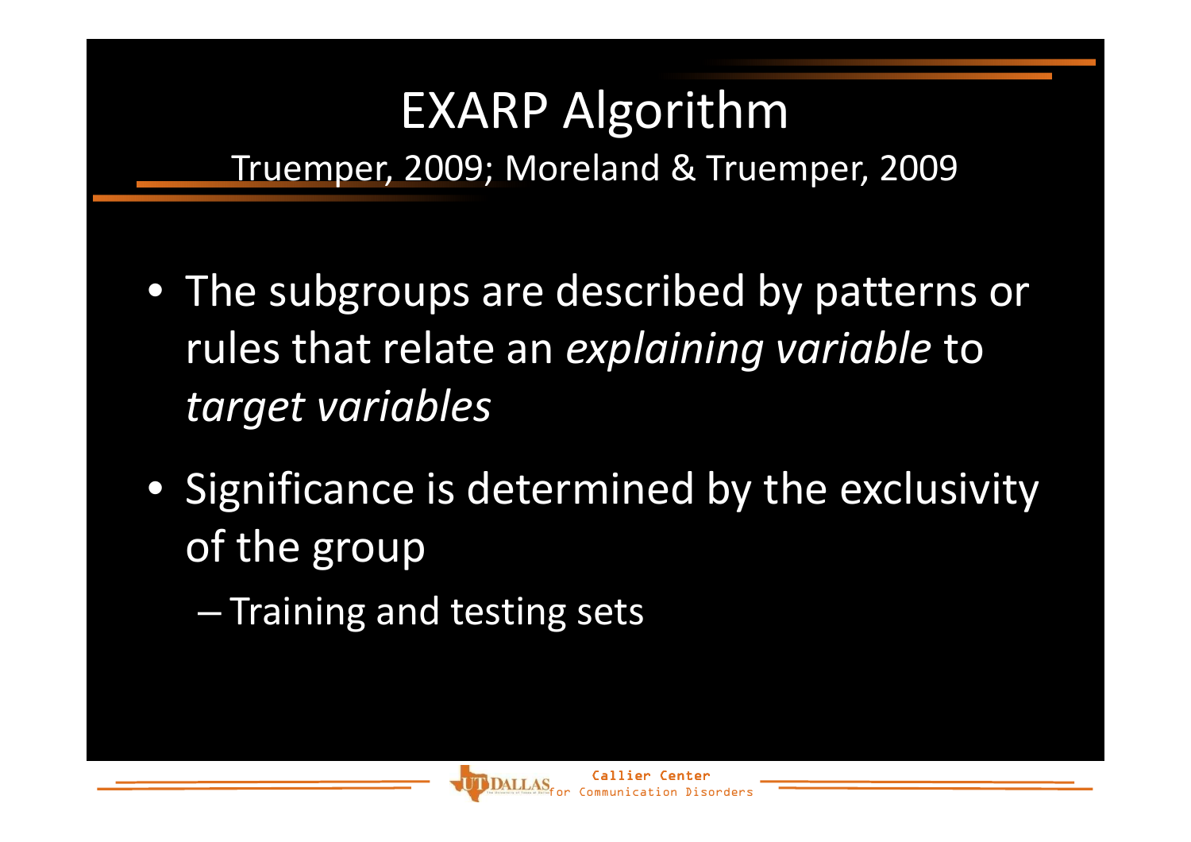# EXARP Algorithm

Truemper, 2009; Moreland & Truemper, 2009

- The subgroups are described by patterns or rules that relate an *explaining variable* to *target variables*
- Significance is determined by the exclusivity of the group
  - Training and testing sets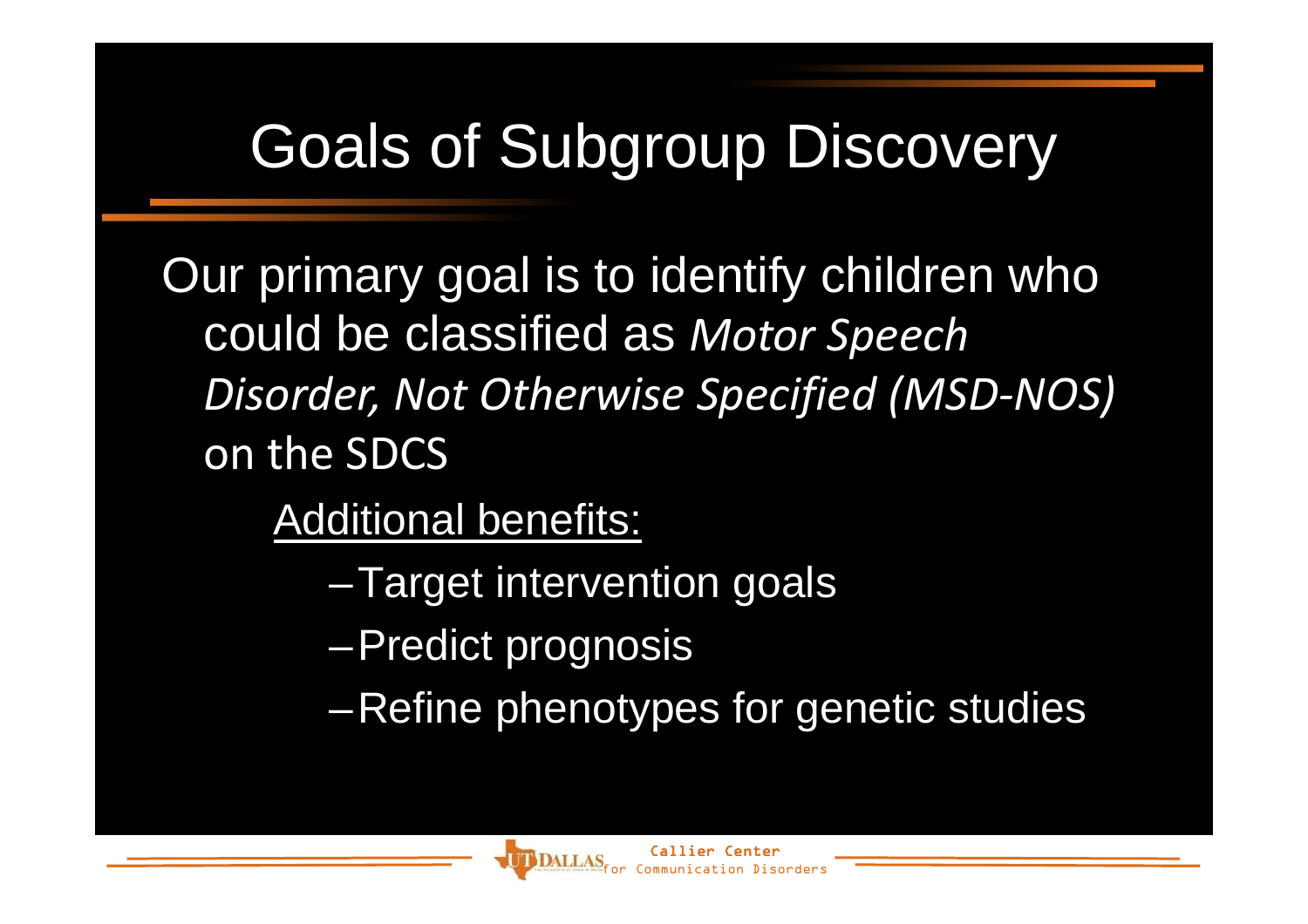# Goals of Subgroup Discovery

Our primary goal is to identify children who could be classified as *Motor Speech Disorder, Not Otherwise Specified (MSD-NOS)* on the SDCS

Additional benefits:

- Target intervention goals
- Predict prognosis
- Refine phenotypes for genetic studies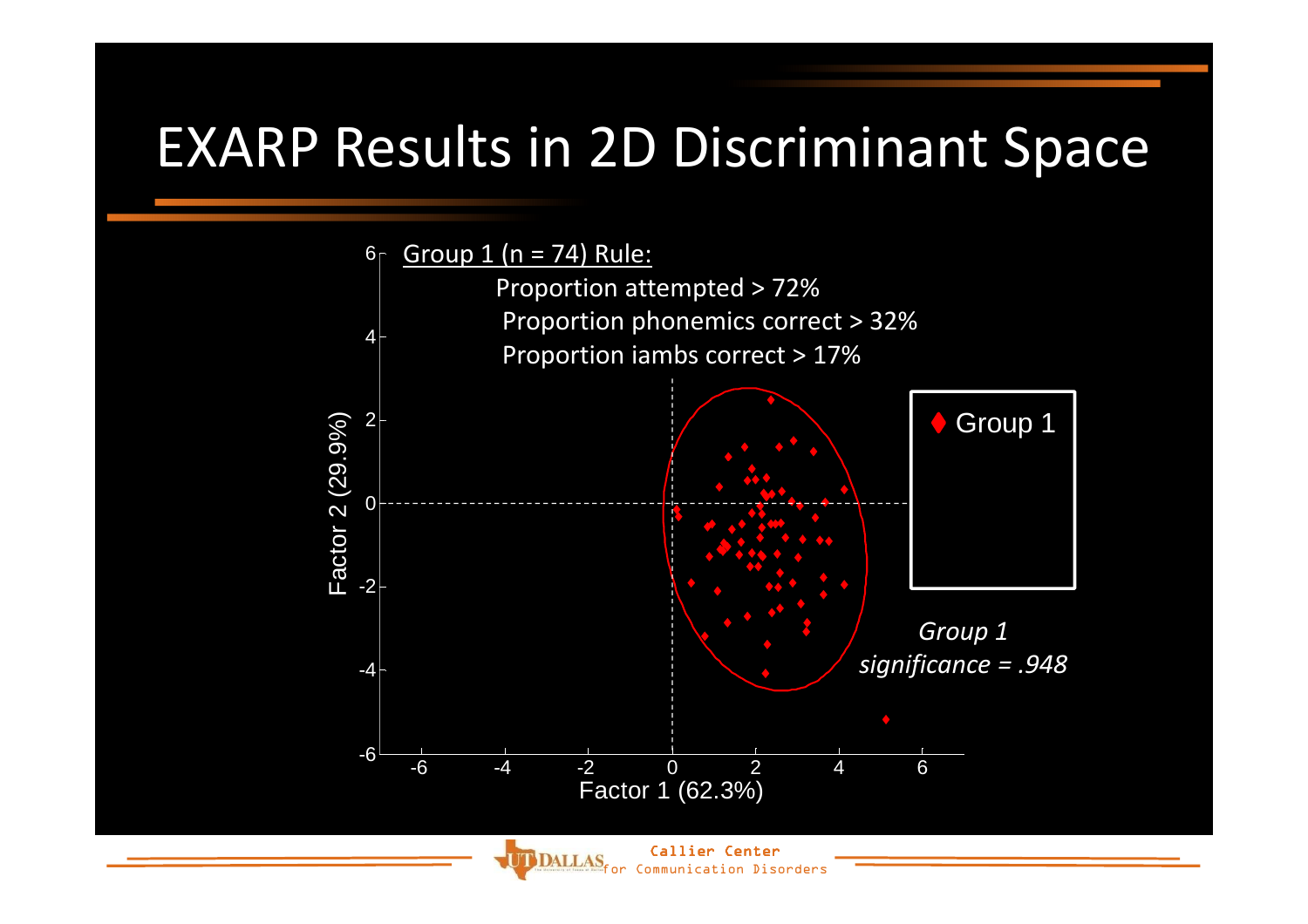# EXARP Results in 2D Discriminant Space

Group 1 (n = 74) Rule:

Proportion attempted > 72%

Proportion phonemics correct > 32%

Proportion iambs correct > 17%

Group 1

*Group 1 significance = .948*

Factor 2 (29.9%)

Factor 1 (62.3%)

Callier Center for Communication Disorders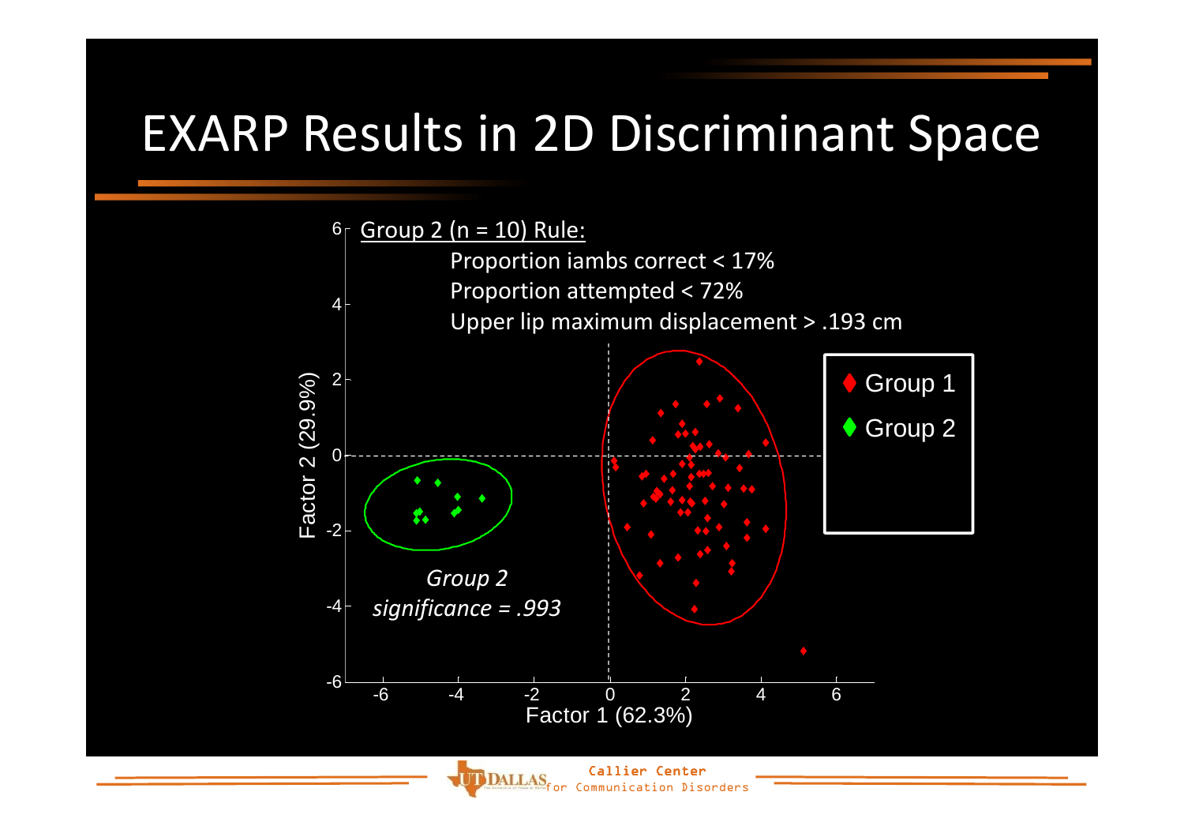# EXARP Results in 2D Discriminant Space

Group 2 (n = 10) Rule:

Proportion iambs correct < 17%

Proportion attempted < 72%

Upper lip maximum displacement > .193 cm

*Group 2 significance = .993*

Group 1

Group 2

Factor 1 (62.3%)

Factor 2 (29.9%)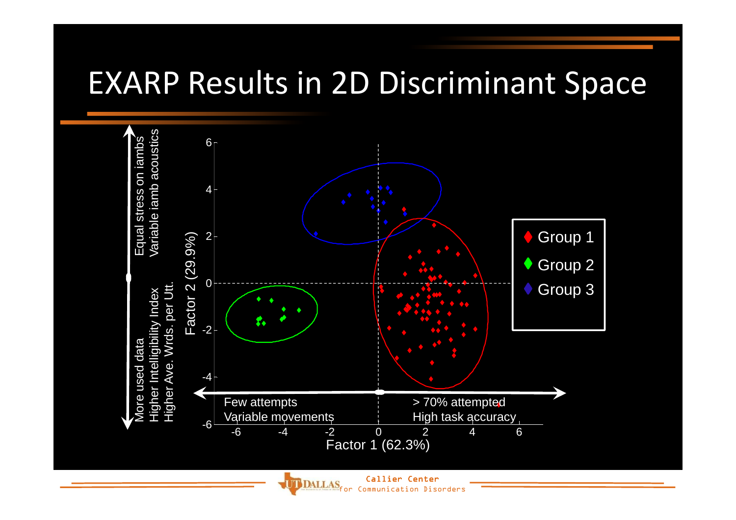# EXARP Results in 2D Discriminant Space

Equal stress on iambs
Variable iamb acoustics

More used data
Higher Intelligibility Index
Higher Ave. Wrds. per Utt.

Factor 2 (29.9%)

Factor 1 (62.3%)

Few attempts
Variable movements

> 70% attempted
High task accuracy

Group 1
Group 2
Group 3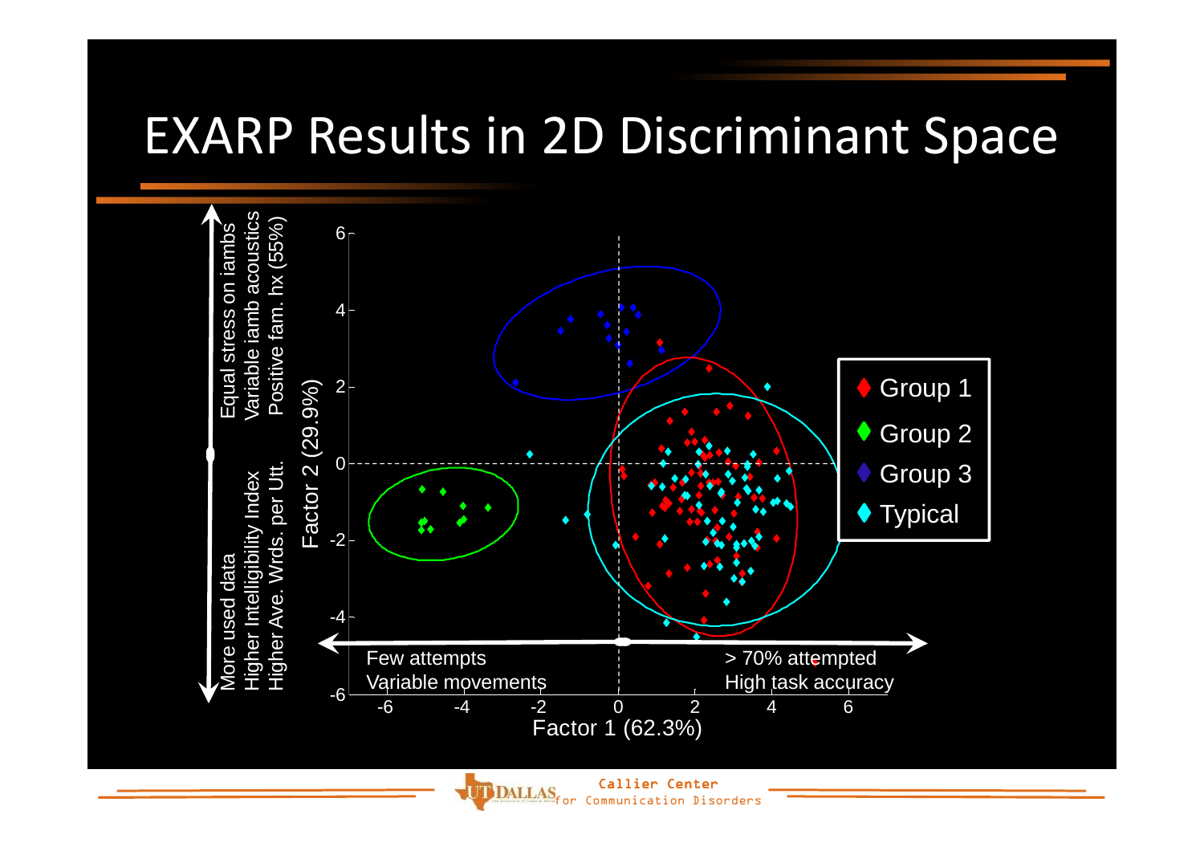# EXARP Results in 2D Discriminant Space

Equal stress on iambs
Variable iamb acoustics
Positive fam. hx (55%)

More used data
Higher Intelligibility Index
Higher Ave. Wrds. per Utt.

Factor 2 (29.9%)

Factor 1 (62.3%)

Few attempts
Variable movements

> 70% attempted
High task accuracy

- Group 1
- Group 2
- Group 3
- Typical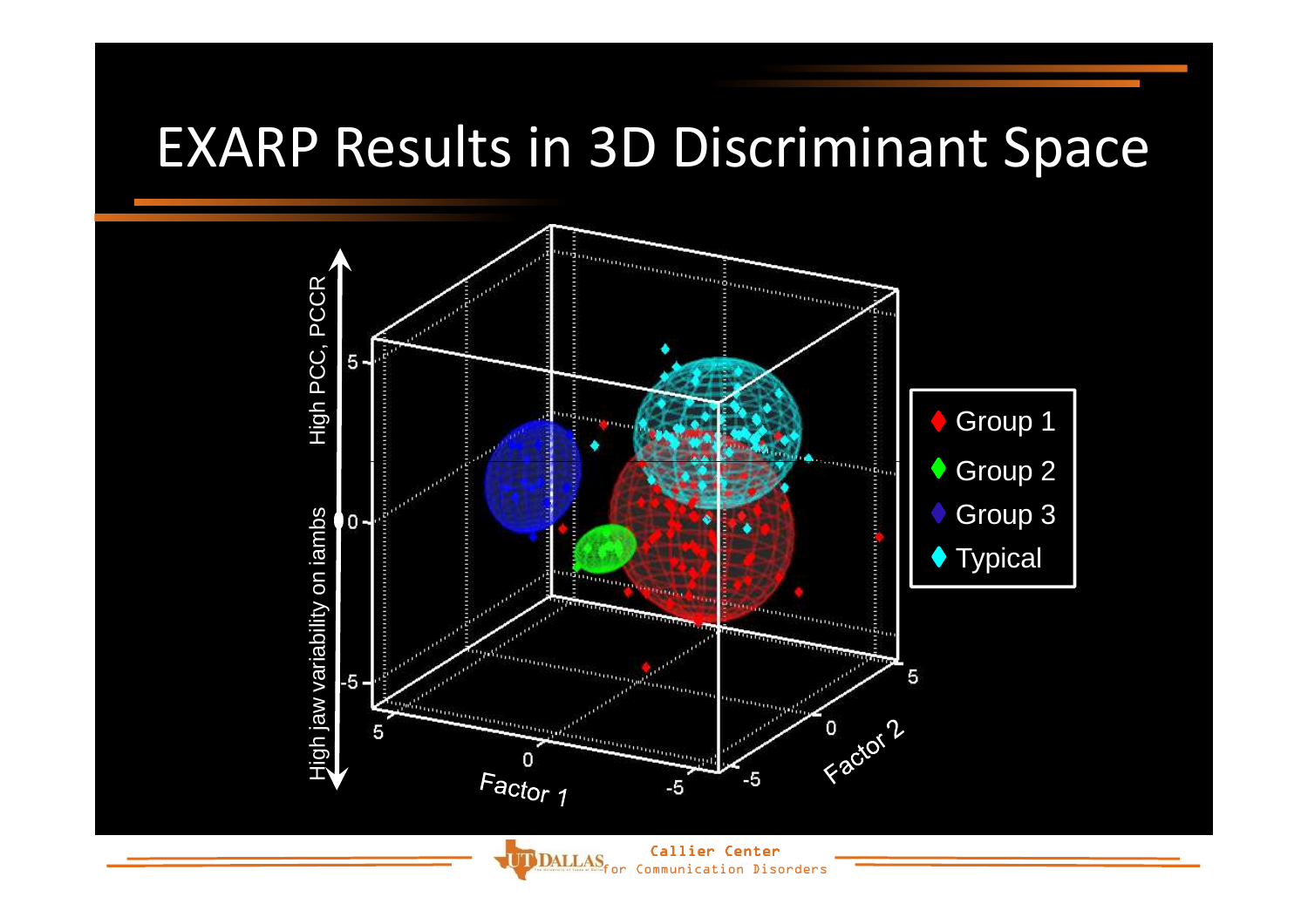# EXARP Results in 3D Discriminant Space

High PCC, PCCR

High jaw variability on iambs

Factor 1

Factor 2

- Group 1
- Group 2
- Group 3
- Typical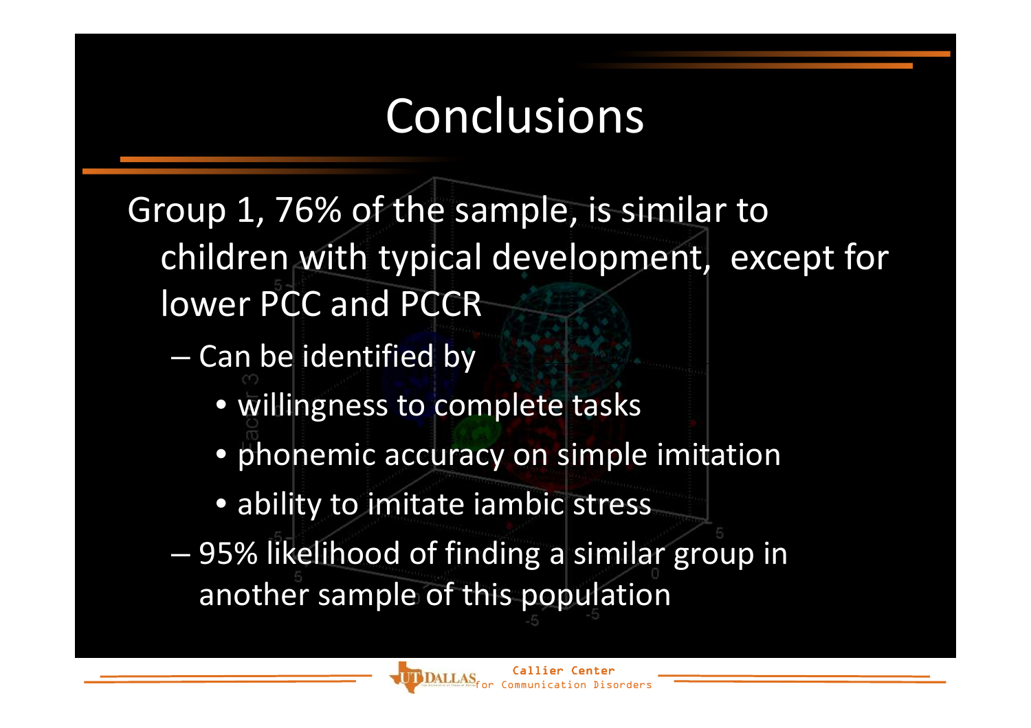# Conclusions

Group 1, 76% of the sample, is similar to children with typical development, except for lower PCC and PCCR

- Can be identified by
  - willingness to complete tasks
  - phonemic accuracy on simple imitation
  - ability to imitate iambic stress
- 95% likelihood of finding a similar group in another sample of this population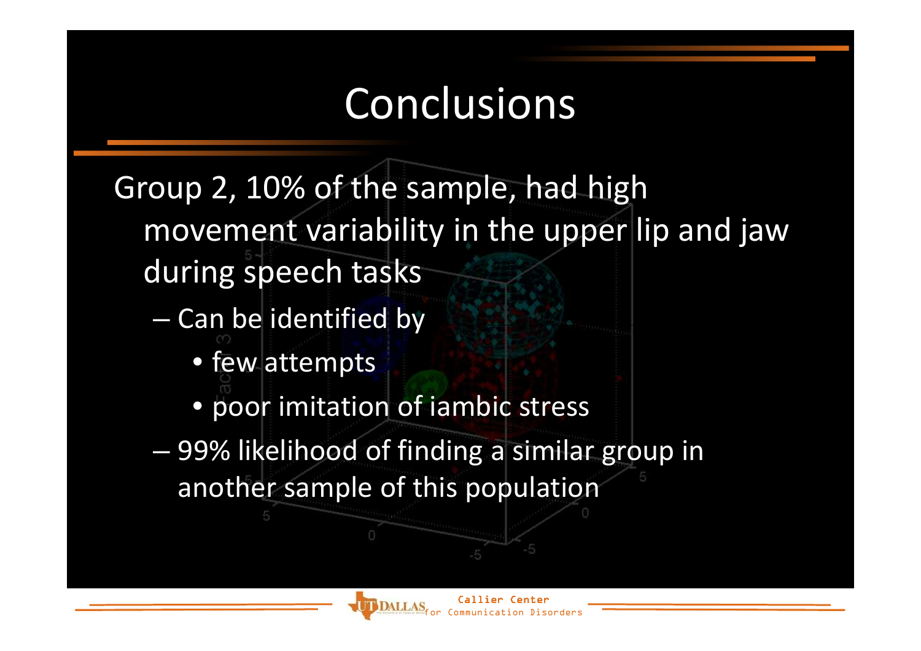# Conclusions

Group 2, 10% of the sample, had high movement variability in the upper lip and jaw during speech tasks

- Can be identified by
  - few attempts
  - poor imitation of iambic stress
- 99% likelihood of finding a similar group in another sample of this population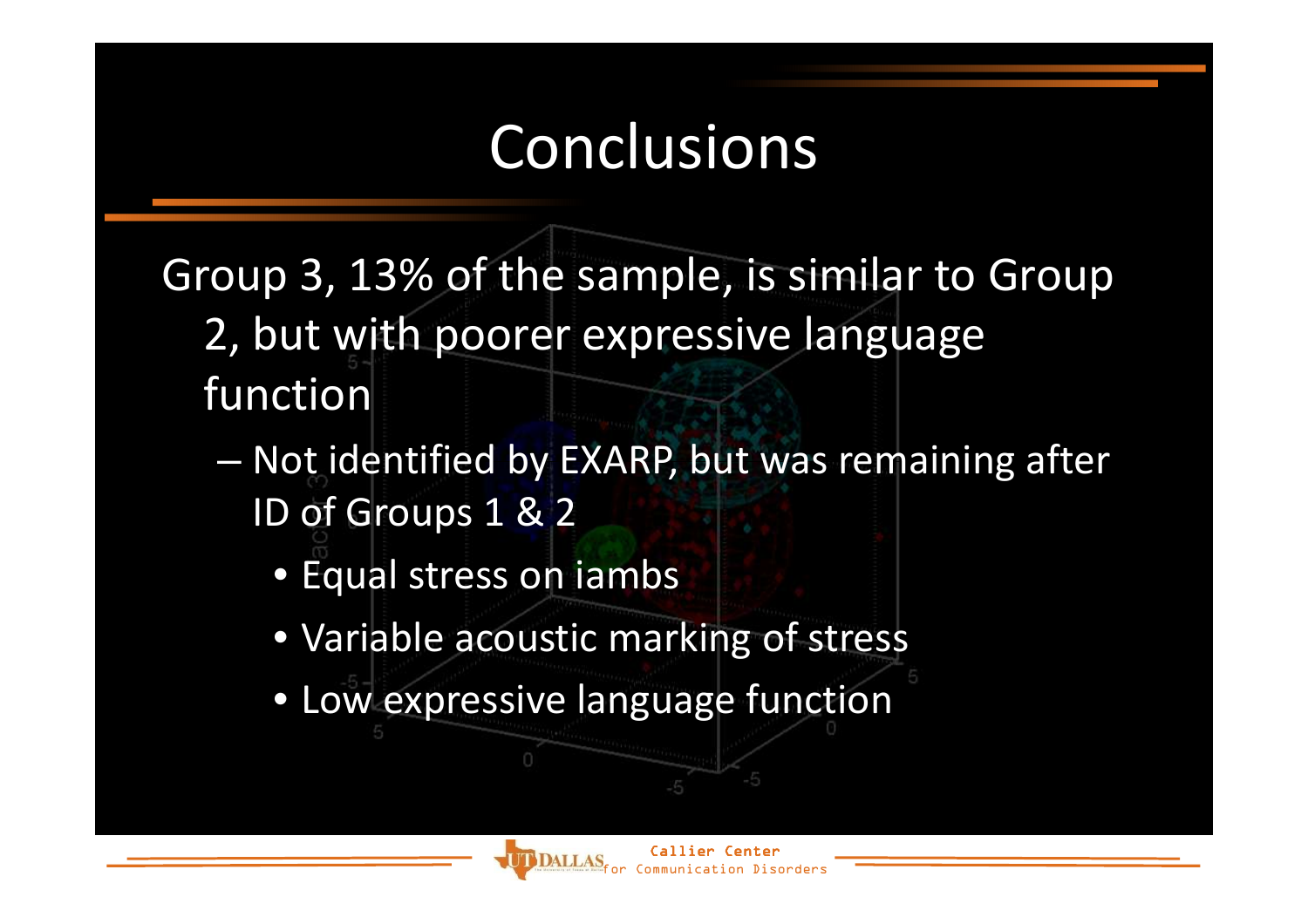# Conclusions

Group 3, 13% of the sample, is similar to Group 2, but with poorer expressive language function

- Not identified by EXARP, but was remaining after ID of Groups 1 & 2
  - Equal stress on iambs
  - Variable acoustic marking of stress
  - Low expressive language function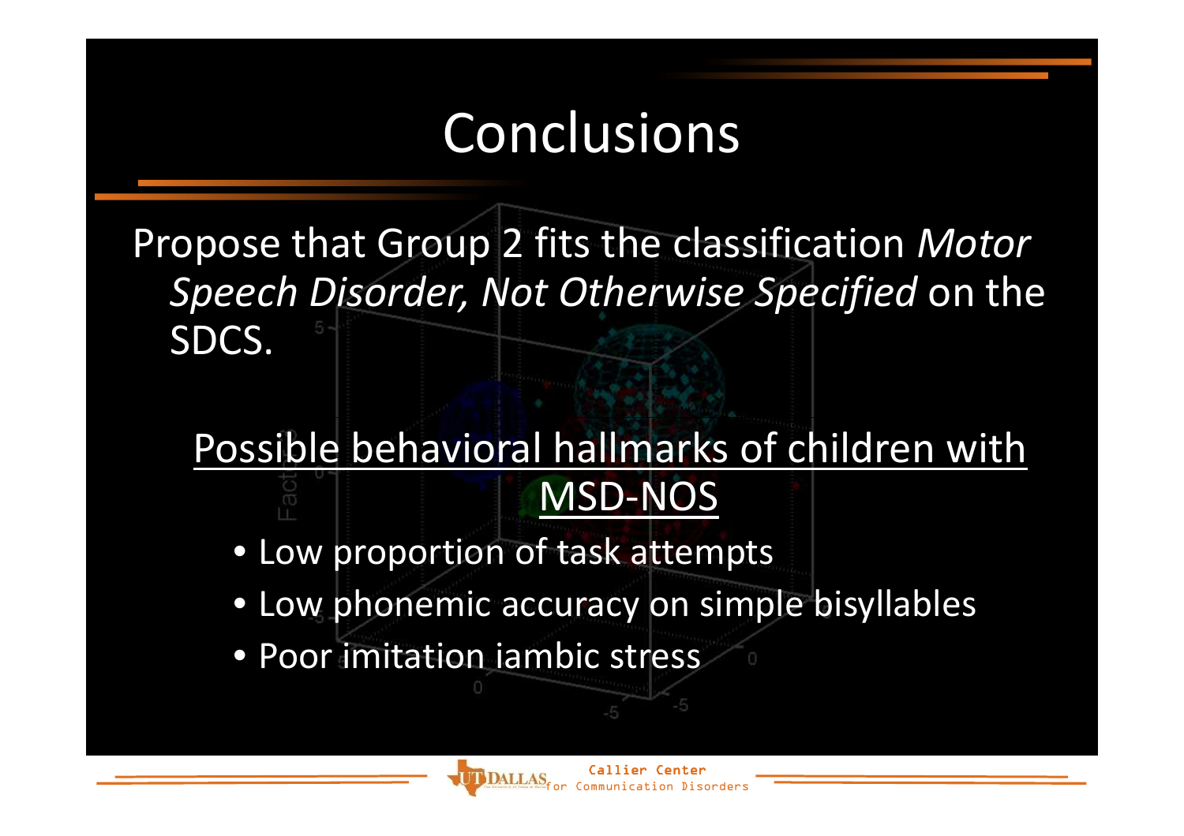# Conclusions

Propose that Group 2 fits the classification *Motor Speech Disorder, Not Otherwise Specified* on the SDCS.

Possible behavioral hallmarks of children with MSD-NOS

- Low proportion of task attempts
- Low phonemic accuracy on simple bisyllables
- Poor imitation iambic stress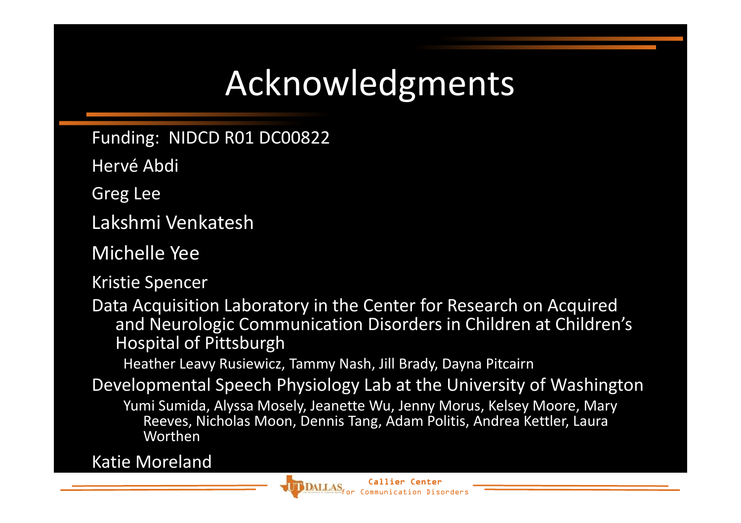# Acknowledgments

Funding: NIDCD R01 DC00822

Hervé Abdi

Greg Lee

Lakshmi Venkatesh

Michelle Yee

Kristie Spencer

Data Acquisition Laboratory in the Center for Research on Acquired and Neurologic Communication Disorders in Children at Children's Hospital of Pittsburgh

- Heather Leavy Rusiewicz, Tammy Nash, Jill Brady, Dayna Pitcairn

Developmental Speech Physiology Lab at the University of Washington

- Yumi Sumida, Alyssa Mosely, Jeanette Wu, Jenny Morus, Kelsey Moore, Mary Reeves, Nicholas Moon, Dennis Tang, Adam Politis, Andrea Kettler, Laura Worthen

Katie Moreland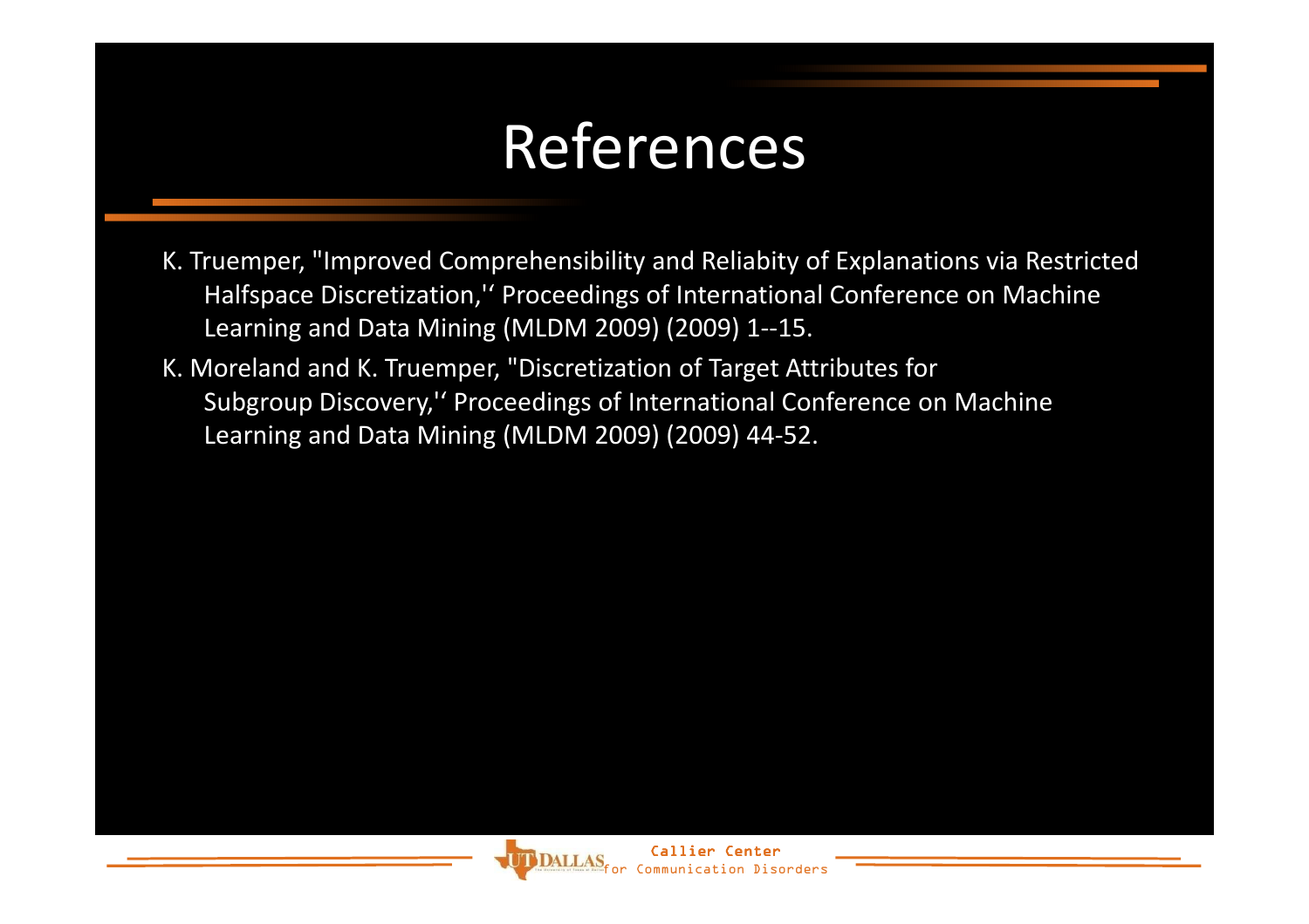# References

K. Truemper, "Improved Comprehensibility and Reliabity of Explanations via Restricted Halfspace Discretization,'' Proceedings of International Conference on Machine Learning and Data Mining (MLDM 2009) (2009) 1--15.

K. Moreland and K. Truemper, "Discretization of Target Attributes for Subgroup Discovery,'' Proceedings of International Conference on Machine Learning and Data Mining (MLDM 2009) (2009) 44-52.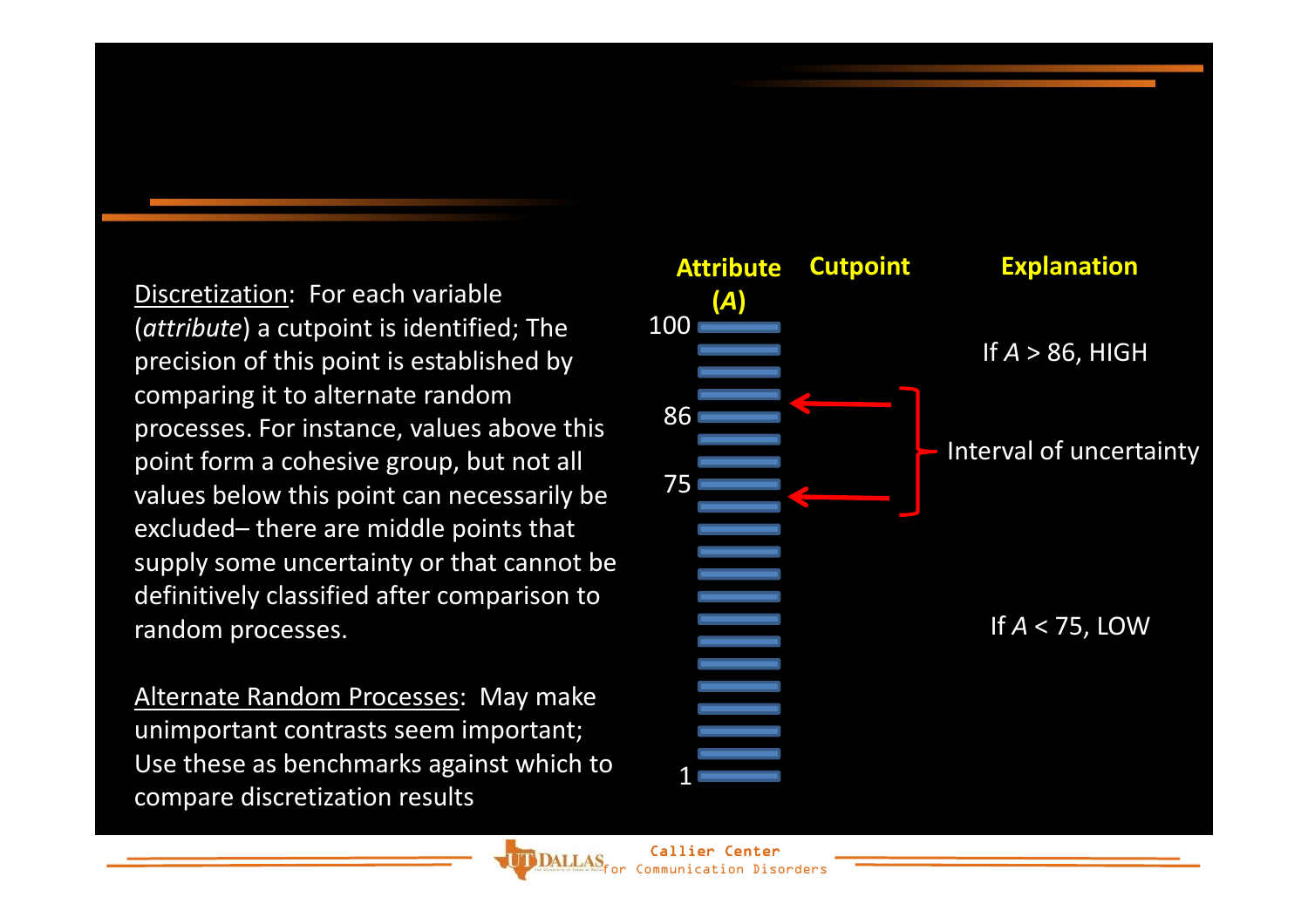Discretization: For each variable (*attribute*) a cutpoint is identified; The precision of this point is established by comparing it to alternate random processes. For instance, values above this point form a cohesive group, but not all values below this point can necessarily be excluded– there are middle points that supply some uncertainty or that cannot be definitively classified after comparison to random processes.

Alternate Random Processes: May make unimportant contrasts seem important; Use these as benchmarks against which to compare discretization results

| Attribute (*A*) | Cutpoint | Explanation |
|---|---|---|
| 100 | | If *A* > 86, HIGH |
| 86 | ← | Interval of uncertainty |
| 75 | ← | |
| 1 | | If *A* < 75, LOW |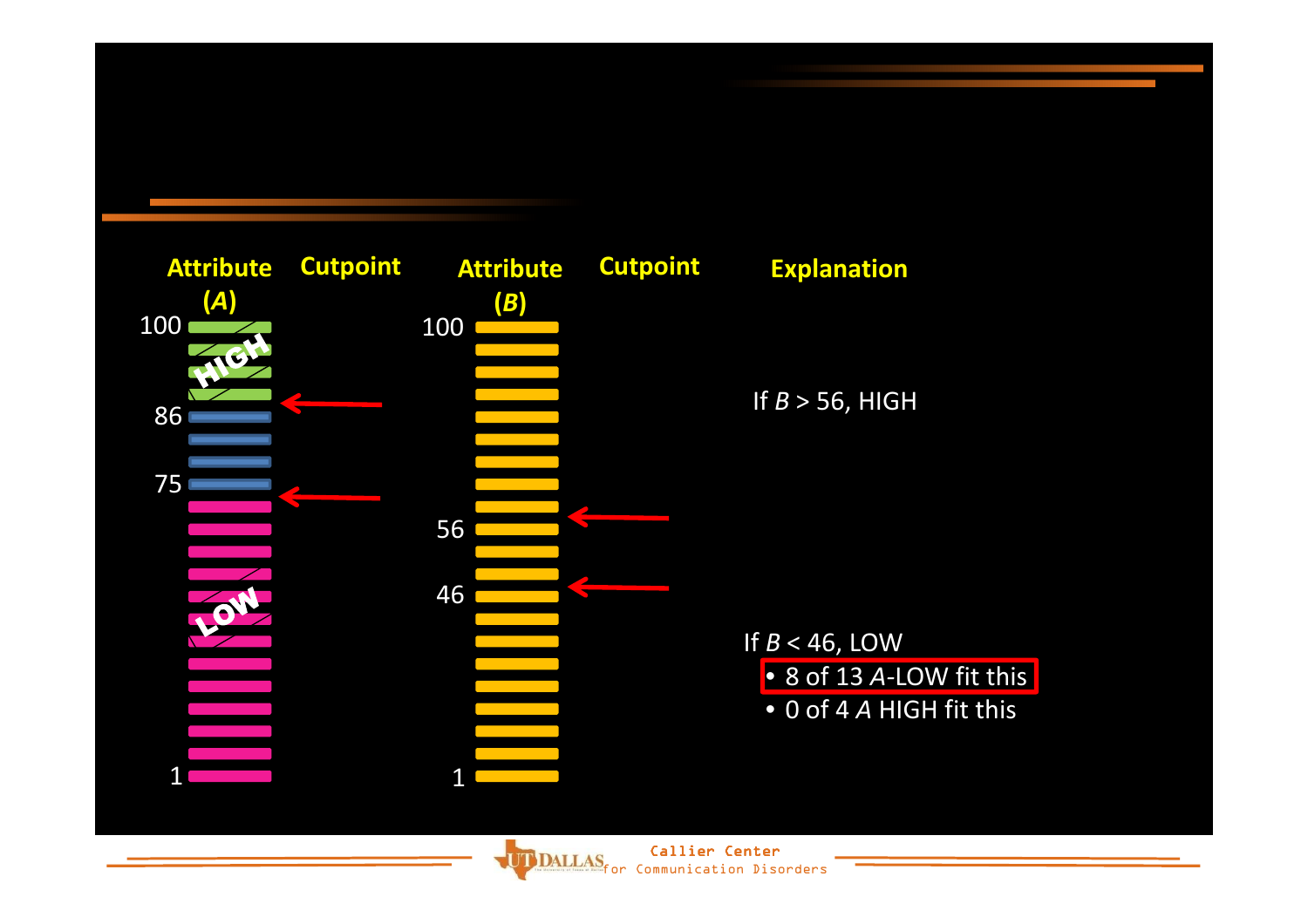| Attribute (*A*) | Cutpoint | Attribute (*B*) | Cutpoint | Explanation |
|---|---|---|---|---|
| 100 | | 100 | | |
| HIGH | ← | | | If *B* > 56, HIGH |
| 86 | | | | |
| 75 | ← | | | |
| | | | ← | |
| | | 56 | | |
| LOW | | 46 | ← | |
| | | | | If *B* < 46, LOW<br>• 8 of 13 *A*-LOW fit this<br>• 0 of 4 *A* HIGH fit this |
| 1 | | 1 | | |

UT DALLAS Callier Center for Communication Disorders